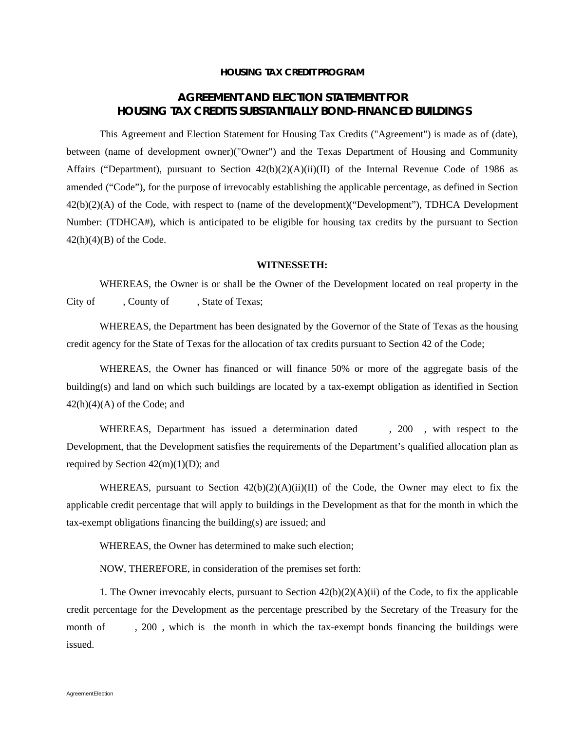**HOUSING TAX CREDIT PROGRAM**

# AGREEMENT AND ELECTION STATEMENT FOR HOUSING TAX CREDITS SUBSTANTIALLY BOND-FINANCED BUILDINGS

This Agreement and Election Statement for Housing Tax Credits ("Agreement") is made as of (date), between (name of development owner)("Owner") and the Texas Department of Housing and Community Affairs ("Department), pursuant to Section 42(b)(2)(A)(ii)(II) of the Internal Revenue Code of 1986 as amended ("Code"), for the purpose of irrevocably establishing the applicable percentage, as defined in Section 42(b)(2)(A) of the Code, with respect to (name of the development)("Development"), TDHCA Development Number: (TDHCA#), which is anticipated to be eligible for housing tax credits by the pursuant to Section 42(h)(4)(B) of the Code.

**WITNESSETH:**

WHEREAS, the Owner is or shall be the Owner of the Development located on real property in the City of , County of , State of Texas;

WHEREAS, the Department has been designated by the Governor of the State of Texas as the housing credit agency for the State of Texas for the allocation of tax credits pursuant to Section 42 of the Code;

WHEREAS, the Owner has financed or will finance 50% or more of the aggregate basis of the building(s) and land on which such buildings are located by a tax-exempt obligation as identified in Section 42(h)(4)(A) of the Code; and

WHEREAS, Department has issued a determination dated , 200 , with respect to the Development, that the Development satisfies the requirements of the Department's qualified allocation plan as required by Section 42(m)(1)(D); and

WHEREAS, pursuant to Section 42(b)(2)(A)(ii)(II) of the Code, the Owner may elect to fix the applicable credit percentage that will apply to buildings in the Development as that for the month in which the tax-exempt obligations financing the building(s) are issued; and

WHEREAS, the Owner has determined to make such election;

NOW, THEREFORE, in consideration of the premises set forth:

1. The Owner irrevocably elects, pursuant to Section 42(b)(2)(A)(ii) of the Code, to fix the applicable credit percentage for the Development as the percentage prescribed by the Secretary of the Treasury for the month of , 200 , which is the month in which the tax-exempt bonds financing the buildings were issued.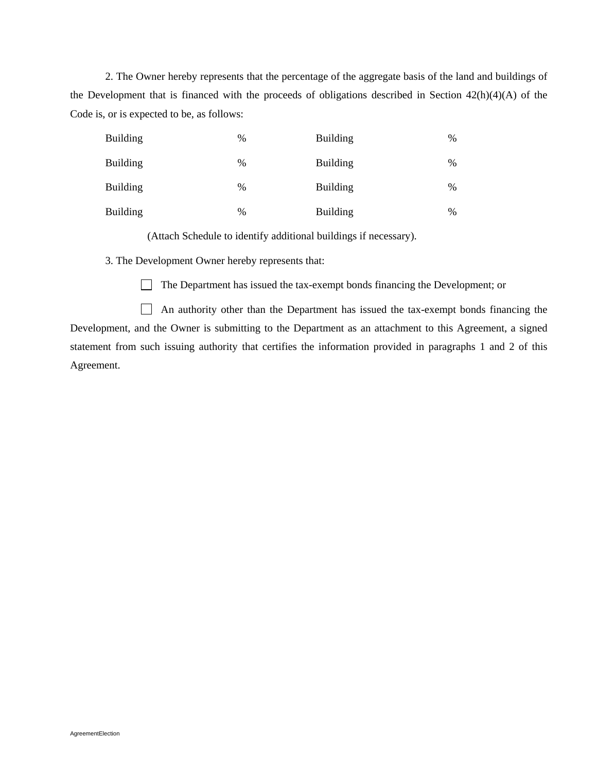2. The Owner hereby represents that the percentage of the aggregate basis of the land and buildings of the Development that is financed with the proceeds of obligations described in Section 42(h)(4)(A) of the Code is, or is expected to be, as follows:

| | | | |
|---|---|---|---|
| Building | % | Building | % |
| Building | % | Building | % |
| Building | % | Building | % |
| Building | % | Building | % |

(Attach Schedule to identify additional buildings if necessary).

3. The Development Owner hereby represents that:

☐ The Department has issued the tax-exempt bonds financing the Development; or

☐ An authority other than the Department has issued the tax-exempt bonds financing the Development, and the Owner is submitting to the Department as an attachment to this Agreement, a signed statement from such issuing authority that certifies the information provided in paragraphs 1 and 2 of this Agreement.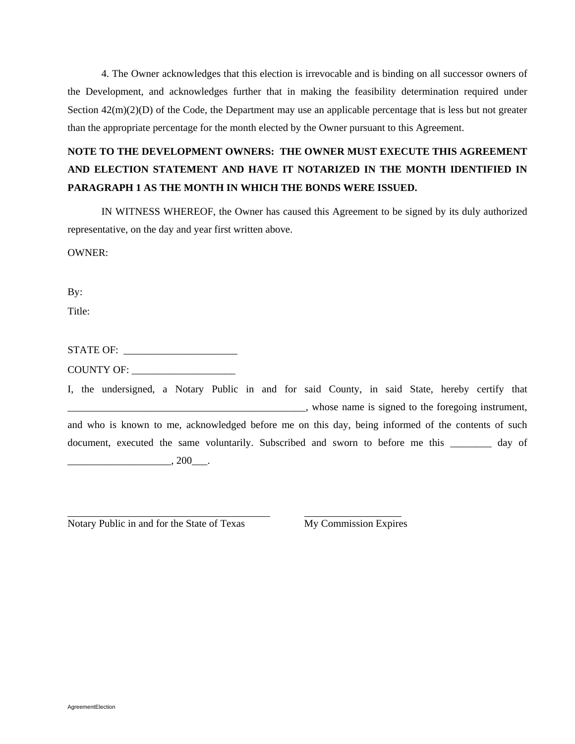4. The Owner acknowledges that this election is irrevocable and is binding on all successor owners of the Development, and acknowledges further that in making the feasibility determination required under Section 42(m)(2)(D) of the Code, the Department may use an applicable percentage that is less but not greater than the appropriate percentage for the month elected by the Owner pursuant to this Agreement.

**NOTE TO THE DEVELOPMENT OWNERS: THE OWNER MUST EXECUTE THIS AGREEMENT AND ELECTION STATEMENT AND HAVE IT NOTARIZED IN THE MONTH IDENTIFIED IN PARAGRAPH 1 AS THE MONTH IN WHICH THE BONDS WERE ISSUED.**

IN WITNESS WHEREOF, the Owner has caused this Agreement to be signed by its duly authorized representative, on the day and year first written above.

OWNER:

By:

Title:

STATE OF: ______________________

COUNTY OF: ____________________

I, the undersigned, a Notary Public in and for said County, in said State, hereby certify that ________________________________________________, whose name is signed to the foregoing instrument, and who is known to me, acknowledged before me on this day, being informed of the contents of such document, executed the same voluntarily. Subscribed and sworn to before me this ________ day of ____________________, 200___.

_________________________________________ ___________________

Notary Public in and for the State of Texas My Commission Expires